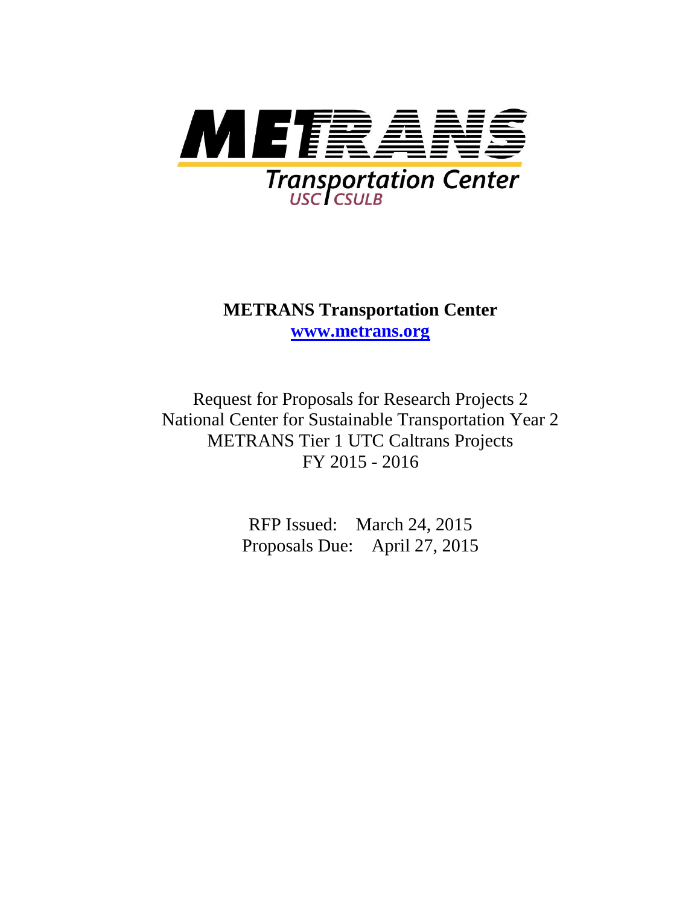# METRANS Transportation Center

**[www.metrans.org](http://www.metrans.org)**

Request for Proposals for Research Projects 2
National Center for Sustainable Transportation Year 2
METRANS Tier 1 UTC Caltrans Projects
FY 2015 - 2016

RFP Issued: March 24, 2015
Proposals Due: April 27, 2015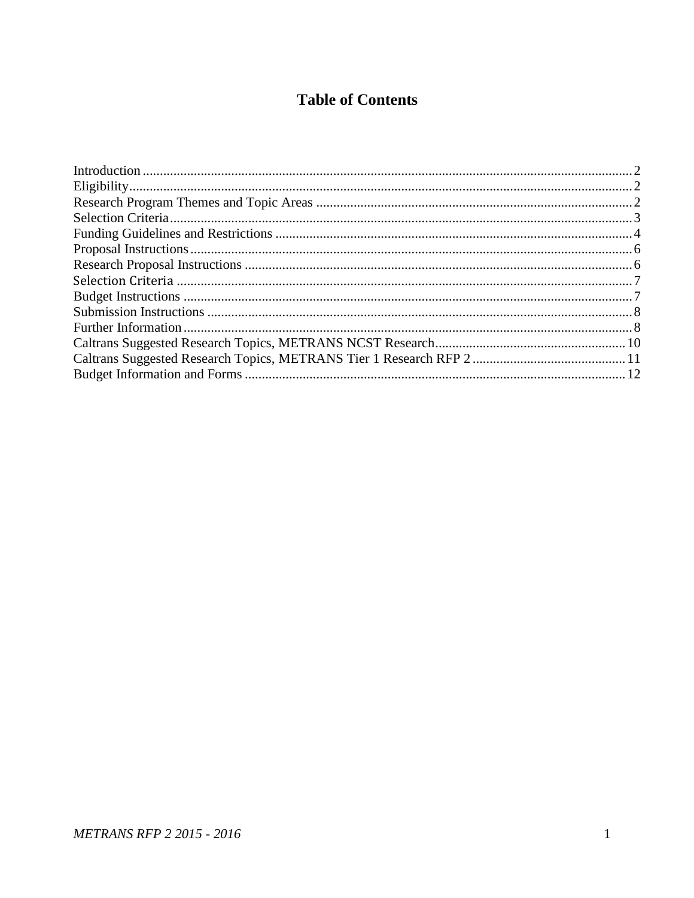# Table of Contents

Introduction .......... 2
Eligibility .......... 2
Research Program Themes and Topic Areas .......... 2
Selection Criteria .......... 3
Funding Guidelines and Restrictions .......... 4
Proposal Instructions .......... 6
Research Proposal Instructions .......... 6
Selection Criteria .......... 7
Budget Instructions .......... 7
Submission Instructions .......... 8
Further Information .......... 8
Caltrans Suggested Research Topics, METRANS NCST Research .......... 10
Caltrans Suggested Research Topics, METRANS Tier 1 Research RFP 2 .......... 11
Budget Information and Forms .......... 12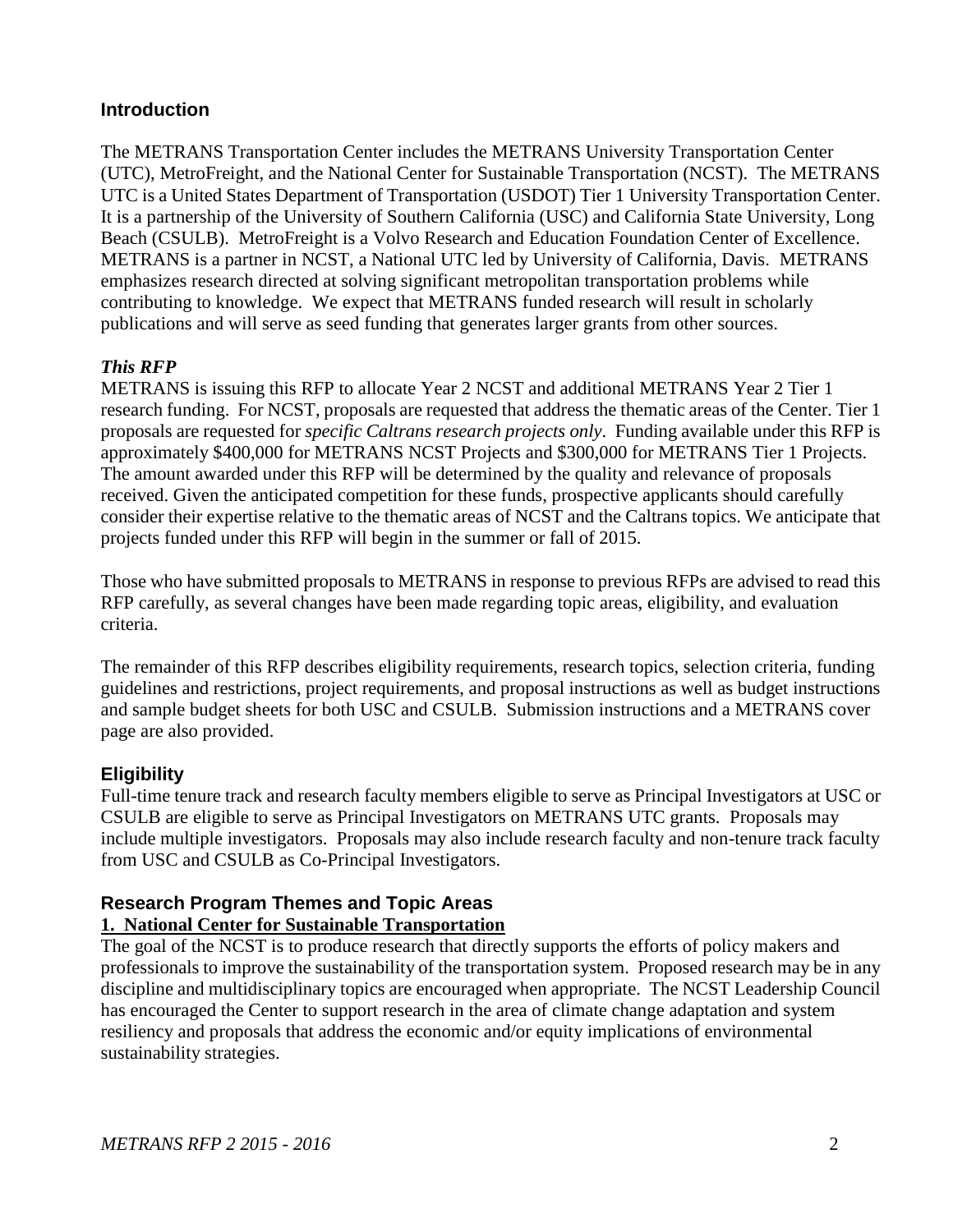## Introduction

The METRANS Transportation Center includes the METRANS University Transportation Center (UTC), MetroFreight, and the National Center for Sustainable Transportation (NCST). The METRANS UTC is a United States Department of Transportation (USDOT) Tier 1 University Transportation Center. It is a partnership of the University of Southern California (USC) and California State University, Long Beach (CSULB). MetroFreight is a Volvo Research and Education Foundation Center of Excellence. METRANS is a partner in NCST, a National UTC led by University of California, Davis. METRANS emphasizes research directed at solving significant metropolitan transportation problems while contributing to knowledge. We expect that METRANS funded research will result in scholarly publications and will serve as seed funding that generates larger grants from other sources.

### *This RFP*

METRANS is issuing this RFP to allocate Year 2 NCST and additional METRANS Year 2 Tier 1 research funding. For NCST, proposals are requested that address the thematic areas of the Center. Tier 1 proposals are requested for *specific Caltrans research projects only*. Funding available under this RFP is approximately $400,000 for METRANS NCST Projects and $300,000 for METRANS Tier 1 Projects. The amount awarded under this RFP will be determined by the quality and relevance of proposals received. Given the anticipated competition for these funds, prospective applicants should carefully consider their expertise relative to the thematic areas of NCST and the Caltrans topics. We anticipate that projects funded under this RFP will begin in the summer or fall of 2015.

Those who have submitted proposals to METRANS in response to previous RFPs are advised to read this RFP carefully, as several changes have been made regarding topic areas, eligibility, and evaluation criteria.

The remainder of this RFP describes eligibility requirements, research topics, selection criteria, funding guidelines and restrictions, project requirements, and proposal instructions as well as budget instructions and sample budget sheets for both USC and CSULB. Submission instructions and a METRANS cover page are also provided.

## Eligibility

Full-time tenure track and research faculty members eligible to serve as Principal Investigators at USC or CSULB are eligible to serve as Principal Investigators on METRANS UTC grants. Proposals may include multiple investigators. Proposals may also include research faculty and non-tenure track faculty from USC and CSULB as Co-Principal Investigators.

## Research Program Themes and Topic Areas

### 1. National Center for Sustainable Transportation

The goal of the NCST is to produce research that directly supports the efforts of policy makers and professionals to improve the sustainability of the transportation system. Proposed research may be in any discipline and multidisciplinary topics are encouraged when appropriate. The NCST Leadership Council has encouraged the Center to support research in the area of climate change adaptation and system resiliency and proposals that address the economic and/or equity implications of environmental sustainability strategies.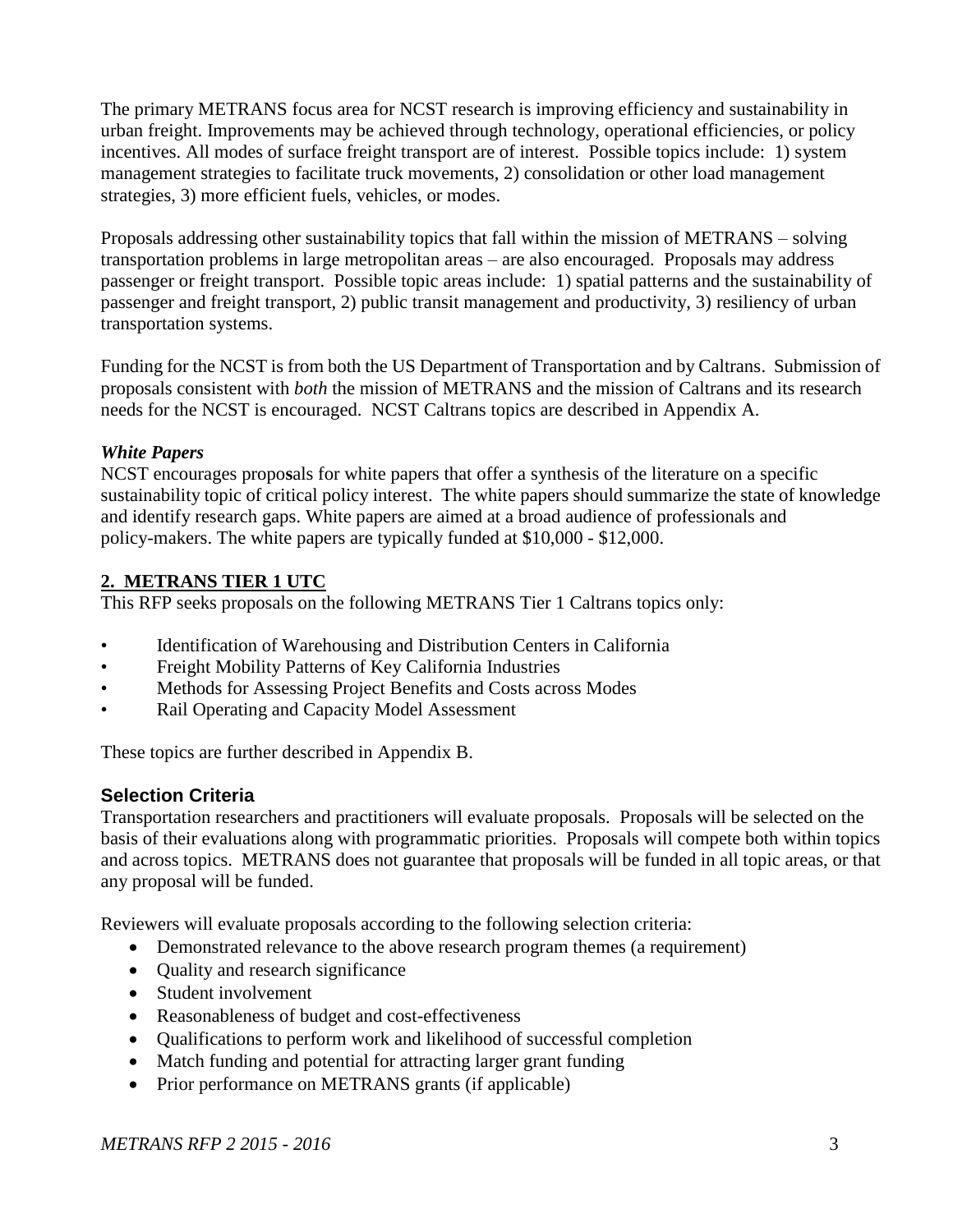The primary METRANS focus area for NCST research is improving efficiency and sustainability in urban freight. Improvements may be achieved through technology, operational efficiencies, or policy incentives. All modes of surface freight transport are of interest. Possible topics include: 1) system management strategies to facilitate truck movements, 2) consolidation or other load management strategies, 3) more efficient fuels, vehicles, or modes.

Proposals addressing other sustainability topics that fall within the mission of METRANS – solving transportation problems in large metropolitan areas – are also encouraged. Proposals may address passenger or freight transport. Possible topic areas include: 1) spatial patterns and the sustainability of passenger and freight transport, 2) public transit management and productivity, 3) resiliency of urban transportation systems.

Funding for the NCST is from both the US Department of Transportation and by Caltrans. Submission of proposals consistent with *both* the mission of METRANS and the mission of Caltrans and its research needs for the NCST is encouraged. NCST Caltrans topics are described in Appendix A.

***White Papers***

NCST encourages proposals for white papers that offer a synthesis of the literature on a specific sustainability topic of critical policy interest. The white papers should summarize the state of knowledge and identify research gaps. White papers are aimed at a broad audience of professionals and policy-makers. The white papers are typically funded at $10,000 - $12,000.

## 2. METRANS TIER 1 UTC

This RFP seeks proposals on the following METRANS Tier 1 Caltrans topics only:

- Identification of Warehousing and Distribution Centers in California
- Freight Mobility Patterns of Key California Industries
- Methods for Assessing Project Benefits and Costs across Modes
- Rail Operating and Capacity Model Assessment

These topics are further described in Appendix B.

## Selection Criteria

Transportation researchers and practitioners will evaluate proposals. Proposals will be selected on the basis of their evaluations along with programmatic priorities. Proposals will compete both within topics and across topics. METRANS does not guarantee that proposals will be funded in all topic areas, or that any proposal will be funded.

Reviewers will evaluate proposals according to the following selection criteria:

- Demonstrated relevance to the above research program themes (a requirement)
- Quality and research significance
- Student involvement
- Reasonableness of budget and cost-effectiveness
- Qualifications to perform work and likelihood of successful completion
- Match funding and potential for attracting larger grant funding
- Prior performance on METRANS grants (if applicable)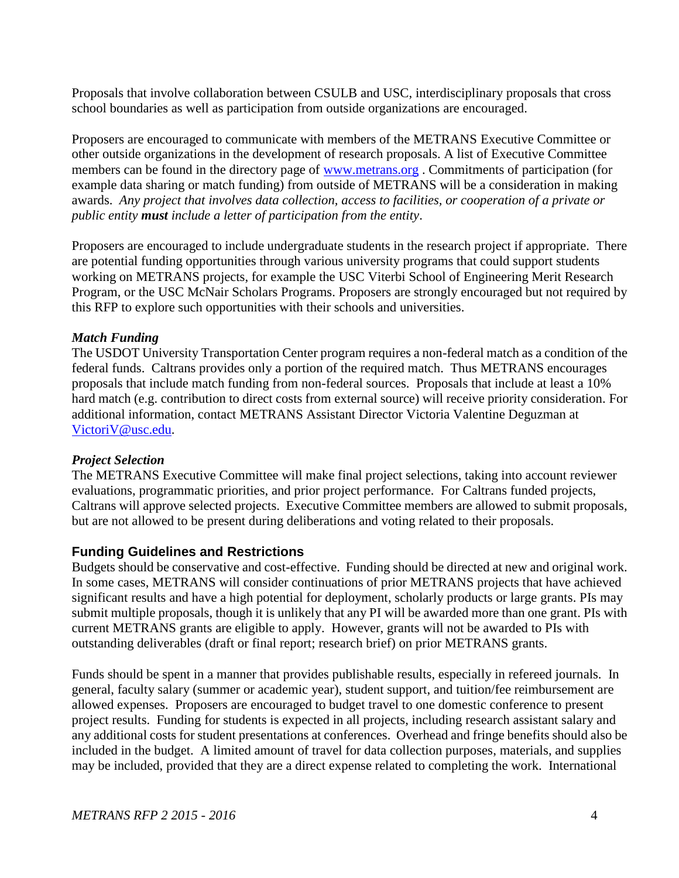Proposals that involve collaboration between CSULB and USC, interdisciplinary proposals that cross school boundaries as well as participation from outside organizations are encouraged.

Proposers are encouraged to communicate with members of the METRANS Executive Committee or other outside organizations in the development of research proposals. A list of Executive Committee members can be found in the directory page of [www.metrans.org](http://www.metrans.org) . Commitments of participation (for example data sharing or match funding) from outside of METRANS will be a consideration in making awards. *Any project that involves data collection, access to facilities, or cooperation of a private or public entity **must** include a letter of participation from the entity*.

Proposers are encouraged to include undergraduate students in the research project if appropriate. There are potential funding opportunities through various university programs that could support students working on METRANS projects, for example the USC Viterbi School of Engineering Merit Research Program, or the USC McNair Scholars Programs. Proposers are strongly encouraged but not required by this RFP to explore such opportunities with their schools and universities.

***Match Funding***

The USDOT University Transportation Center program requires a non-federal match as a condition of the federal funds. Caltrans provides only a portion of the required match. Thus METRANS encourages proposals that include match funding from non-federal sources. Proposals that include at least a 10% hard match (e.g. contribution to direct costs from external source) will receive priority consideration. For additional information, contact METRANS Assistant Director Victoria Valentine Deguzman at [VictoriV@usc.edu](mailto:VictoriV@usc.edu).

***Project Selection***

The METRANS Executive Committee will make final project selections, taking into account reviewer evaluations, programmatic priorities, and prior project performance. For Caltrans funded projects, Caltrans will approve selected projects. Executive Committee members are allowed to submit proposals, but are not allowed to be present during deliberations and voting related to their proposals.

## Funding Guidelines and Restrictions

Budgets should be conservative and cost-effective. Funding should be directed at new and original work. In some cases, METRANS will consider continuations of prior METRANS projects that have achieved significant results and have a high potential for deployment, scholarly products or large grants. PIs may submit multiple proposals, though it is unlikely that any PI will be awarded more than one grant. PIs with current METRANS grants are eligible to apply. However, grants will not be awarded to PIs with outstanding deliverables (draft or final report; research brief) on prior METRANS grants.

Funds should be spent in a manner that provides publishable results, especially in refereed journals. In general, faculty salary (summer or academic year), student support, and tuition/fee reimbursement are allowed expenses. Proposers are encouraged to budget travel to one domestic conference to present project results. Funding for students is expected in all projects, including research assistant salary and any additional costs for student presentations at conferences. Overhead and fringe benefits should also be included in the budget. A limited amount of travel for data collection purposes, materials, and supplies may be included, provided that they are a direct expense related to completing the work. International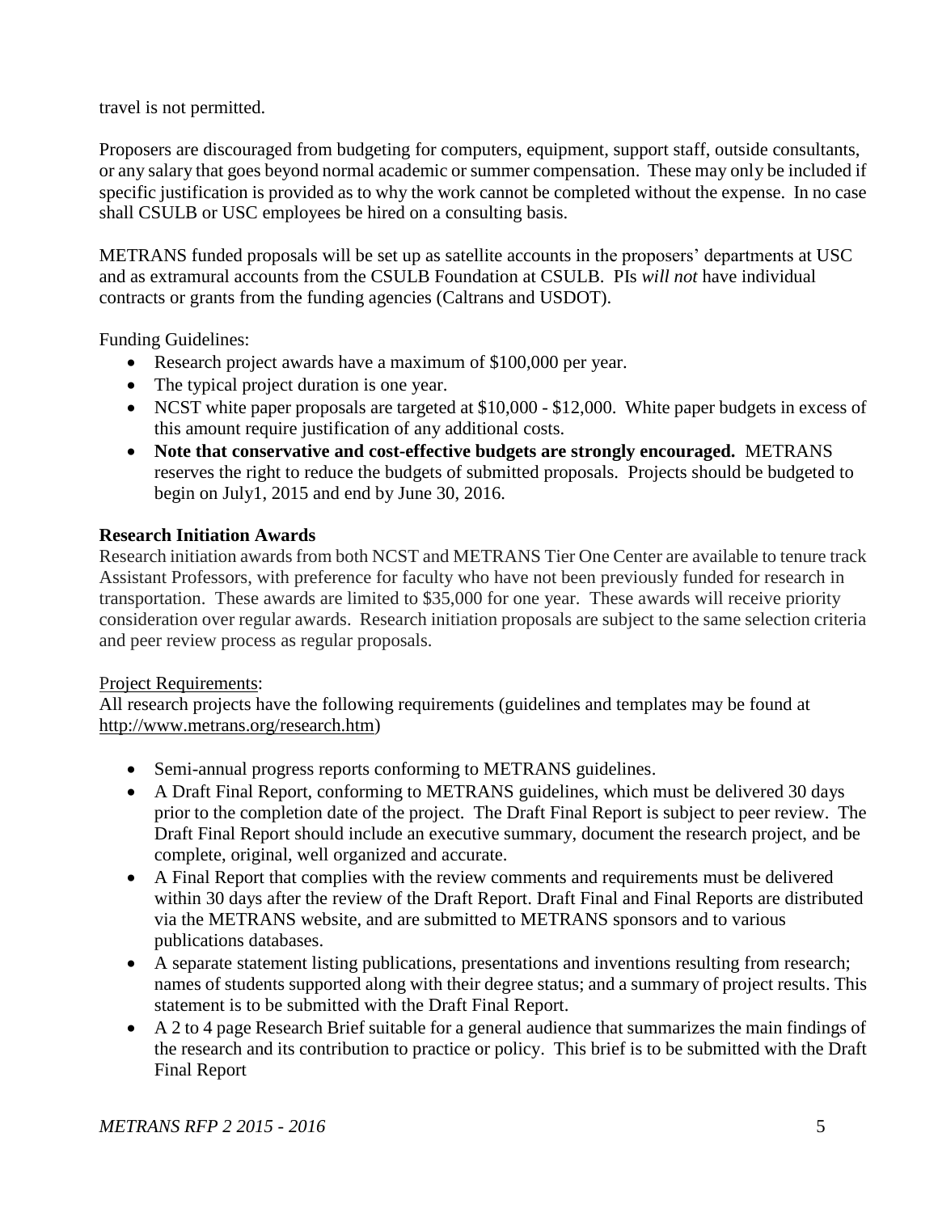travel is not permitted.

Proposers are discouraged from budgeting for computers, equipment, support staff, outside consultants, or any salary that goes beyond normal academic or summer compensation. These may only be included if specific justification is provided as to why the work cannot be completed without the expense. In no case shall CSULB or USC employees be hired on a consulting basis.

METRANS funded proposals will be set up as satellite accounts in the proposers' departments at USC and as extramural accounts from the CSULB Foundation at CSULB. PIs *will not* have individual contracts or grants from the funding agencies (Caltrans and USDOT).

Funding Guidelines:

- Research project awards have a maximum of $100,000 per year.
- The typical project duration is one year.
- NCST white paper proposals are targeted at $10,000 - $12,000. White paper budgets in excess of this amount require justification of any additional costs.
- **Note that conservative and cost-effective budgets are strongly encouraged.** METRANS reserves the right to reduce the budgets of submitted proposals. Projects should be budgeted to begin on July1, 2015 and end by June 30, 2016.

**Research Initiation Awards**

Research initiation awards from both NCST and METRANS Tier One Center are available to tenure track Assistant Professors, with preference for faculty who have not been previously funded for research in transportation. These awards are limited to $35,000 for one year. These awards will receive priority consideration over regular awards. Research initiation proposals are subject to the same selection criteria and peer review process as regular proposals.

Project Requirements:

All research projects have the following requirements (guidelines and templates may be found at http://www.metrans.org/research.htm)

- Semi-annual progress reports conforming to METRANS guidelines.
- A Draft Final Report, conforming to METRANS guidelines, which must be delivered 30 days prior to the completion date of the project. The Draft Final Report is subject to peer review. The Draft Final Report should include an executive summary, document the research project, and be complete, original, well organized and accurate.
- A Final Report that complies with the review comments and requirements must be delivered within 30 days after the review of the Draft Report. Draft Final and Final Reports are distributed via the METRANS website, and are submitted to METRANS sponsors and to various publications databases.
- A separate statement listing publications, presentations and inventions resulting from research; names of students supported along with their degree status; and a summary of project results. This statement is to be submitted with the Draft Final Report.
- A 2 to 4 page Research Brief suitable for a general audience that summarizes the main findings of the research and its contribution to practice or policy. This brief is to be submitted with the Draft Final Report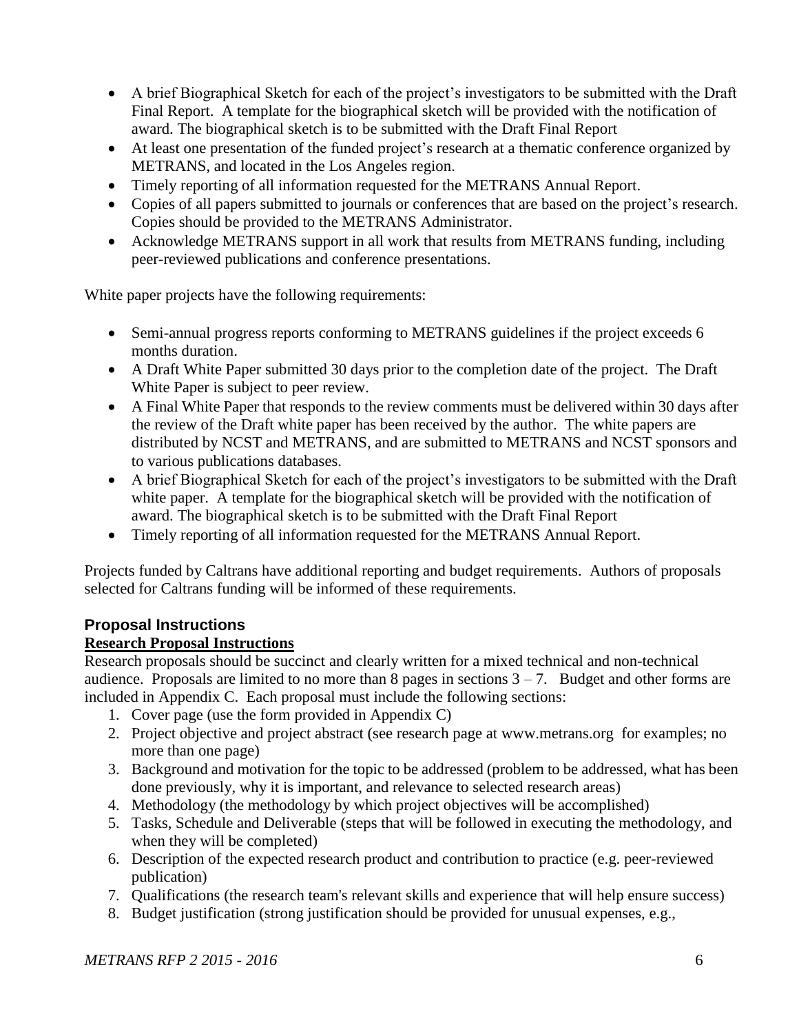- A brief Biographical Sketch for each of the project's investigators to be submitted with the Draft Final Report. A template for the biographical sketch will be provided with the notification of award. The biographical sketch is to be submitted with the Draft Final Report
- At least one presentation of the funded project's research at a thematic conference organized by METRANS, and located in the Los Angeles region.
- Timely reporting of all information requested for the METRANS Annual Report.
- Copies of all papers submitted to journals or conferences that are based on the project's research. Copies should be provided to the METRANS Administrator.
- Acknowledge METRANS support in all work that results from METRANS funding, including peer-reviewed publications and conference presentations.

White paper projects have the following requirements:

- Semi-annual progress reports conforming to METRANS guidelines if the project exceeds 6 months duration.
- A Draft White Paper submitted 30 days prior to the completion date of the project. The Draft White Paper is subject to peer review.
- A Final White Paper that responds to the review comments must be delivered within 30 days after the review of the Draft white paper has been received by the author. The white papers are distributed by NCST and METRANS, and are submitted to METRANS and NCST sponsors and to various publications databases.
- A brief Biographical Sketch for each of the project's investigators to be submitted with the Draft white paper. A template for the biographical sketch will be provided with the notification of award. The biographical sketch is to be submitted with the Draft Final Report
- Timely reporting of all information requested for the METRANS Annual Report.

Projects funded by Caltrans have additional reporting and budget requirements. Authors of proposals selected for Caltrans funding will be informed of these requirements.

## Proposal Instructions

### Research Proposal Instructions

Research proposals should be succinct and clearly written for a mixed technical and non-technical audience. Proposals are limited to no more than 8 pages in sections 3 – 7. Budget and other forms are included in Appendix C. Each proposal must include the following sections:

1. Cover page (use the form provided in Appendix C)
2. Project objective and project abstract (see research page at www.metrans.org for examples; no more than one page)
3. Background and motivation for the topic to be addressed (problem to be addressed, what has been done previously, why it is important, and relevance to selected research areas)
4. Methodology (the methodology by which project objectives will be accomplished)
5. Tasks, Schedule and Deliverable (steps that will be followed in executing the methodology, and when they will be completed)
6. Description of the expected research product and contribution to practice (e.g. peer-reviewed publication)
7. Qualifications (the research team's relevant skills and experience that will help ensure success)
8. Budget justification (strong justification should be provided for unusual expenses, e.g.,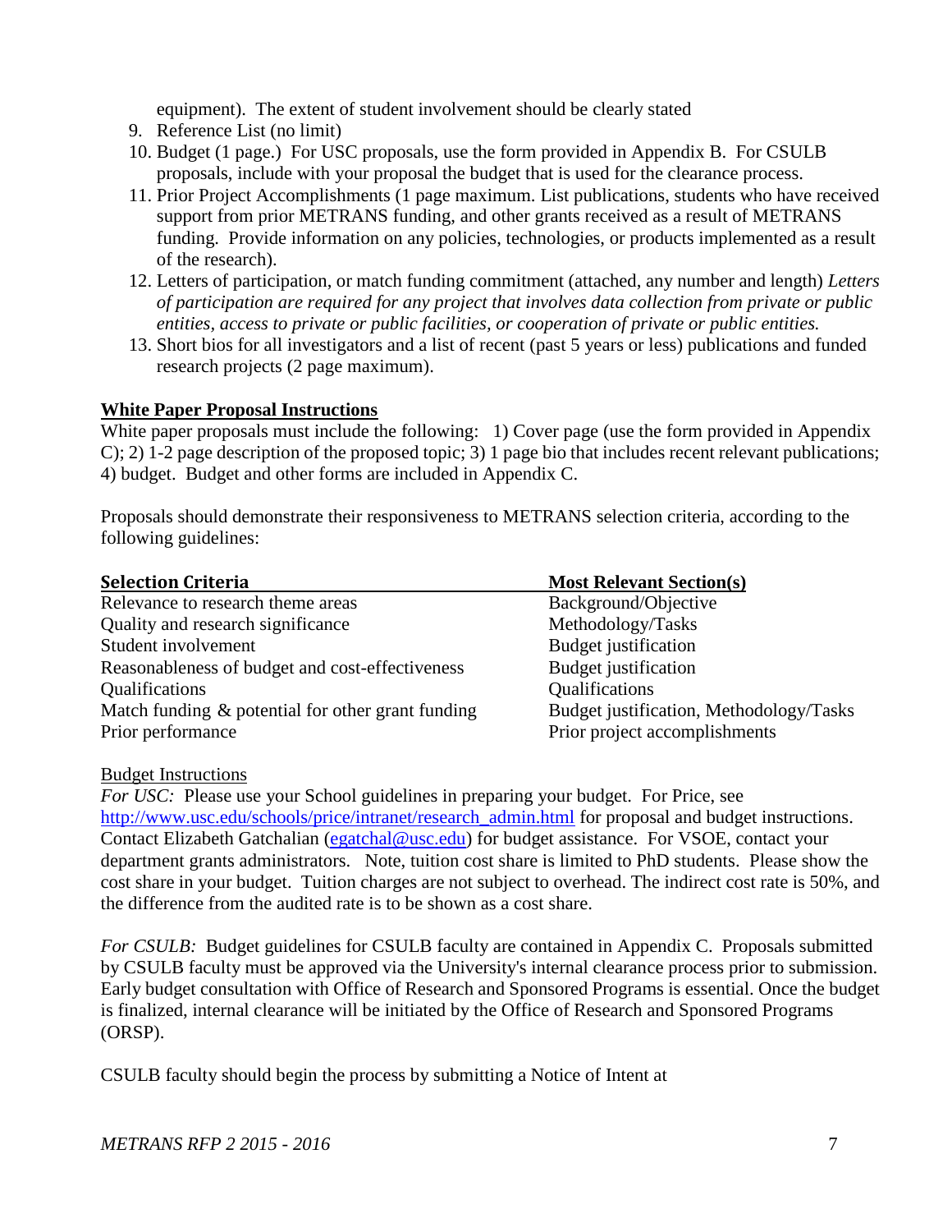equipment). The extent of student involvement should be clearly stated

9. Reference List (no limit)
10. Budget (1 page.) For USC proposals, use the form provided in Appendix B. For CSULB proposals, include with your proposal the budget that is used for the clearance process.
11. Prior Project Accomplishments (1 page maximum. List publications, students who have received support from prior METRANS funding, and other grants received as a result of METRANS funding. Provide information on any policies, technologies, or products implemented as a result of the research).
12. Letters of participation, or match funding commitment (attached, any number and length) *Letters of participation are required for any project that involves data collection from private or public entities, access to private or public facilities, or cooperation of private or public entities.*
13. Short bios for all investigators and a list of recent (past 5 years or less) publications and funded research projects (2 page maximum).

**White Paper Proposal Instructions**

White paper proposals must include the following: 1) Cover page (use the form provided in Appendix C); 2) 1-2 page description of the proposed topic; 3) 1 page bio that includes recent relevant publications; 4) budget. Budget and other forms are included in Appendix C.

Proposals should demonstrate their responsiveness to METRANS selection criteria, according to the following guidelines:

| Selection Criteria | Most Relevant Section(s) |
|---|---|
| Relevance to research theme areas | Background/Objective |
| Quality and research significance | Methodology/Tasks |
| Student involvement | Budget justification |
| Reasonableness of budget and cost-effectiveness | Budget justification |
| Qualifications | Qualifications |
| Match funding & potential for other grant funding | Budget justification, Methodology/Tasks |
| Prior performance | Prior project accomplishments |

Budget Instructions

*For USC:* Please use your School guidelines in preparing your budget. For Price, see http://www.usc.edu/schools/price/intranet/research_admin.html for proposal and budget instructions. Contact Elizabeth Gatchalian (egatchal@usc.edu) for budget assistance. For VSOE, contact your department grants administrators. Note, tuition cost share is limited to PhD students. Please show the cost share in your budget. Tuition charges are not subject to overhead. The indirect cost rate is 50%, and the difference from the audited rate is to be shown as a cost share.

*For CSULB:* Budget guidelines for CSULB faculty are contained in Appendix C. Proposals submitted by CSULB faculty must be approved via the University's internal clearance process prior to submission. Early budget consultation with Office of Research and Sponsored Programs is essential. Once the budget is finalized, internal clearance will be initiated by the Office of Research and Sponsored Programs (ORSP).

CSULB faculty should begin the process by submitting a Notice of Intent at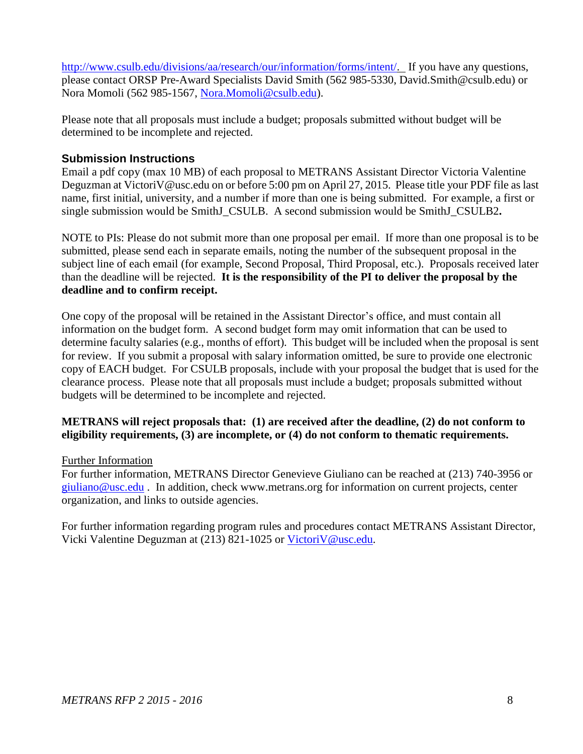http://www.csulb.edu/divisions/aa/research/our/information/forms/intent/. If you have any questions, please contact ORSP Pre-Award Specialists David Smith (562 985-5330, David.Smith@csulb.edu) or Nora Momoli (562 985-1567, Nora.Momoli@csulb.edu).

Please note that all proposals must include a budget; proposals submitted without budget will be determined to be incomplete and rejected.

### Submission Instructions

Email a pdf copy (max 10 MB) of each proposal to METRANS Assistant Director Victoria Valentine Deguzman at VictoriV@usc.edu on or before 5:00 pm on April 27, 2015. Please title your PDF file as last name, first initial, university, and a number if more than one is being submitted. For example, a first or single submission would be SmithJ_CSULB. A second submission would be SmithJ_CSULB2**.**

NOTE to PIs: Please do not submit more than one proposal per email. If more than one proposal is to be submitted, please send each in separate emails, noting the number of the subsequent proposal in the subject line of each email (for example, Second Proposal, Third Proposal, etc.). Proposals received later than the deadline will be rejected. **It is the responsibility of the PI to deliver the proposal by the deadline and to confirm receipt.**

One copy of the proposal will be retained in the Assistant Director's office, and must contain all information on the budget form. A second budget form may omit information that can be used to determine faculty salaries (e.g., months of effort). This budget will be included when the proposal is sent for review. If you submit a proposal with salary information omitted, be sure to provide one electronic copy of EACH budget. For CSULB proposals, include with your proposal the budget that is used for the clearance process. Please note that all proposals must include a budget; proposals submitted without budgets will be determined to be incomplete and rejected.

**METRANS will reject proposals that: (1) are received after the deadline, (2) do not conform to eligibility requirements, (3) are incomplete, or (4) do not conform to thematic requirements.**

Further Information

For further information, METRANS Director Genevieve Giuliano can be reached at (213) 740-3956 or giuliano@usc.edu . In addition, check www.metrans.org for information on current projects, center organization, and links to outside agencies.

For further information regarding program rules and procedures contact METRANS Assistant Director, Vicki Valentine Deguzman at (213) 821-1025 or VictoriV@usc.edu.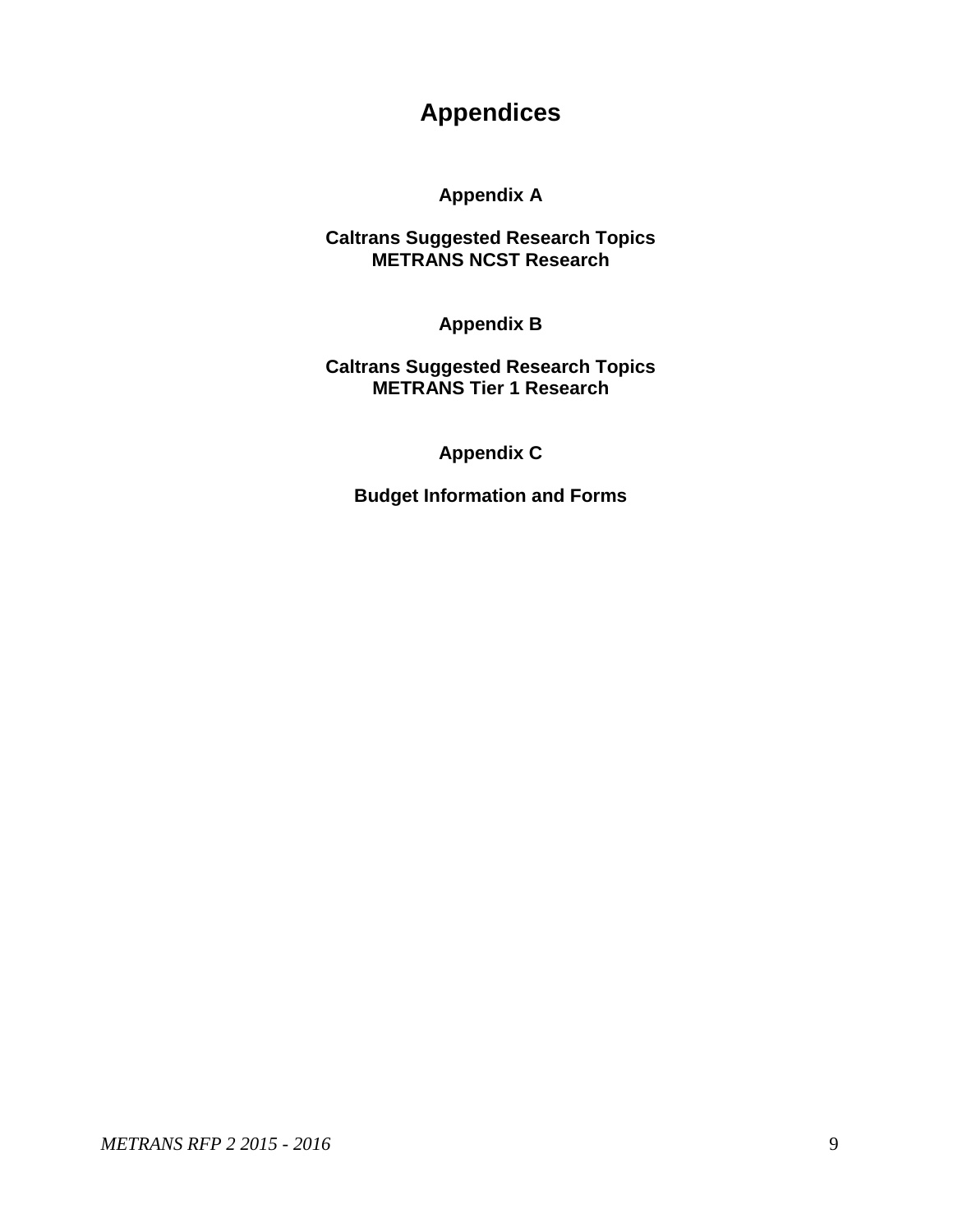# Appendices

## Appendix A

**Caltrans Suggested Research Topics**
**METRANS NCST Research**

## Appendix B

**Caltrans Suggested Research Topics**
**METRANS Tier 1 Research**

## Appendix C

**Budget Information and Forms**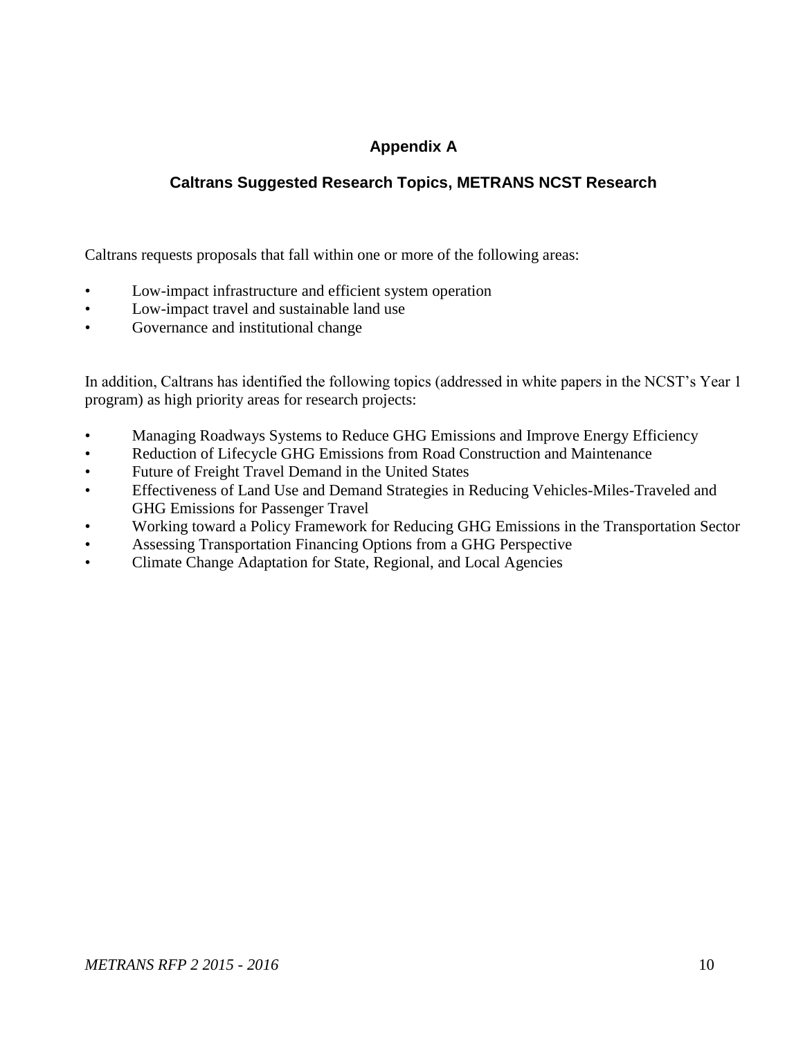# Appendix A

## Caltrans Suggested Research Topics, METRANS NCST Research

Caltrans requests proposals that fall within one or more of the following areas:

- Low-impact infrastructure and efficient system operation
- Low-impact travel and sustainable land use
- Governance and institutional change

In addition, Caltrans has identified the following topics (addressed in white papers in the NCST's Year 1 program) as high priority areas for research projects:

- Managing Roadways Systems to Reduce GHG Emissions and Improve Energy Efficiency
- Reduction of Lifecycle GHG Emissions from Road Construction and Maintenance
- Future of Freight Travel Demand in the United States
- Effectiveness of Land Use and Demand Strategies in Reducing Vehicles-Miles-Traveled and GHG Emissions for Passenger Travel
- Working toward a Policy Framework for Reducing GHG Emissions in the Transportation Sector
- Assessing Transportation Financing Options from a GHG Perspective
- Climate Change Adaptation for State, Regional, and Local Agencies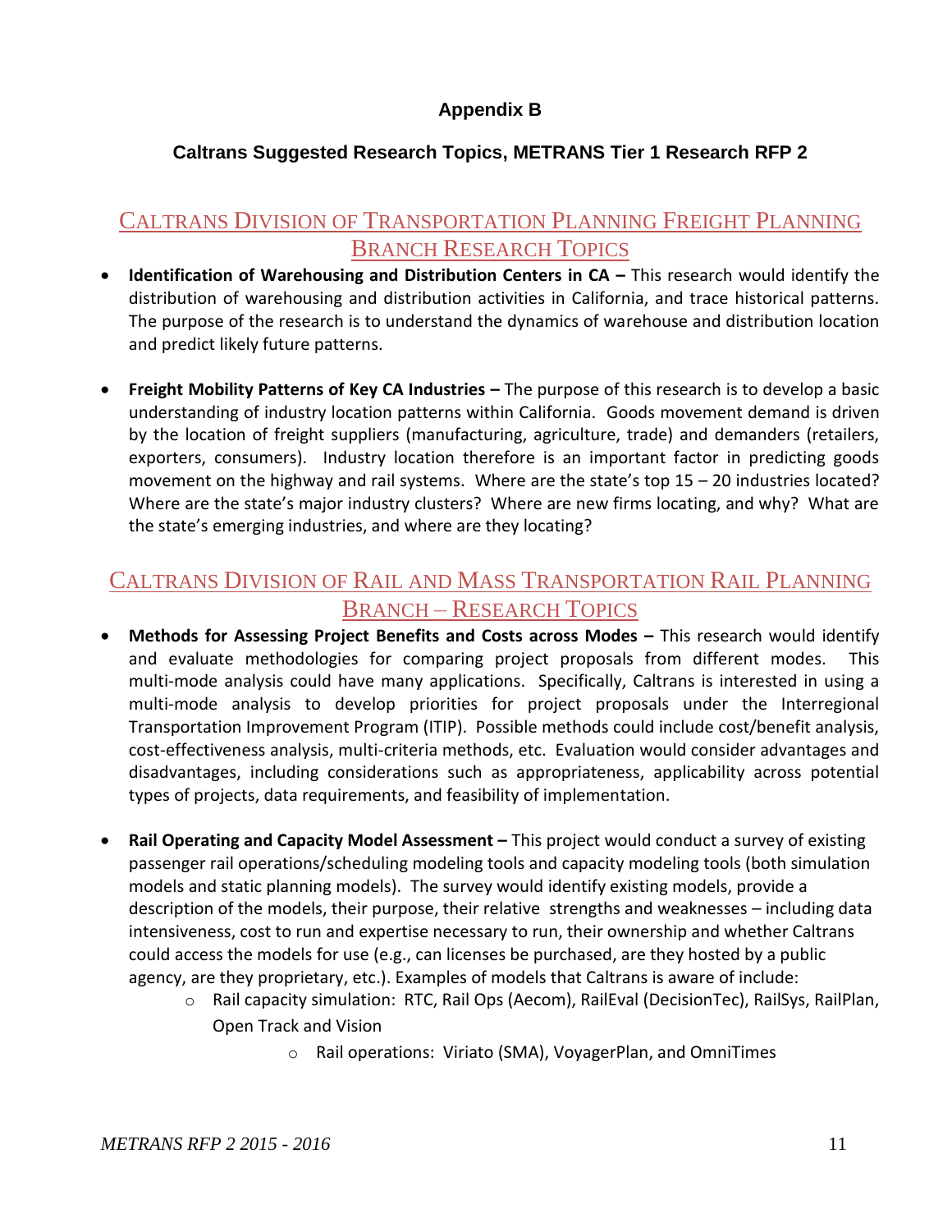# Appendix B

## Caltrans Suggested Research Topics, METRANS Tier 1 Research RFP 2

### Caltrans Division of Transportation Planning Freight Planning Branch Research Topics

- **Identification of Warehousing and Distribution Centers in CA –** This research would identify the distribution of warehousing and distribution activities in California, and trace historical patterns. The purpose of the research is to understand the dynamics of warehouse and distribution location and predict likely future patterns.

- **Freight Mobility Patterns of Key CA Industries –** The purpose of this research is to develop a basic understanding of industry location patterns within California. Goods movement demand is driven by the location of freight suppliers (manufacturing, agriculture, trade) and demanders (retailers, exporters, consumers). Industry location therefore is an important factor in predicting goods movement on the highway and rail systems. Where are the state's top 15 – 20 industries located? Where are the state's major industry clusters? Where are new firms locating, and why? What are the state's emerging industries, and where are they locating?

### Caltrans Division of Rail and Mass Transportation Rail Planning Branch – Research Topics

- **Methods for Assessing Project Benefits and Costs across Modes –** This research would identify and evaluate methodologies for comparing project proposals from different modes. This multi-mode analysis could have many applications. Specifically, Caltrans is interested in using a multi-mode analysis to develop priorities for project proposals under the Interregional Transportation Improvement Program (ITIP). Possible methods could include cost/benefit analysis, cost-effectiveness analysis, multi-criteria methods, etc. Evaluation would consider advantages and disadvantages, including considerations such as appropriateness, applicability across potential types of projects, data requirements, and feasibility of implementation.

- **Rail Operating and Capacity Model Assessment –** This project would conduct a survey of existing passenger rail operations/scheduling modeling tools and capacity modeling tools (both simulation models and static planning models). The survey would identify existing models, provide a description of the models, their purpose, their relative strengths and weaknesses – including data intensiveness, cost to run and expertise necessary to run, their ownership and whether Caltrans could access the models for use (e.g., can licenses be purchased, are they hosted by a public agency, are they proprietary, etc.). Examples of models that Caltrans is aware of include:
  - Rail capacity simulation: RTC, Rail Ops (Aecom), RailEval (DecisionTec), RailSys, RailPlan, Open Track and Vision
  - Rail operations: Viriato (SMA), VoyagerPlan, and OmniTimes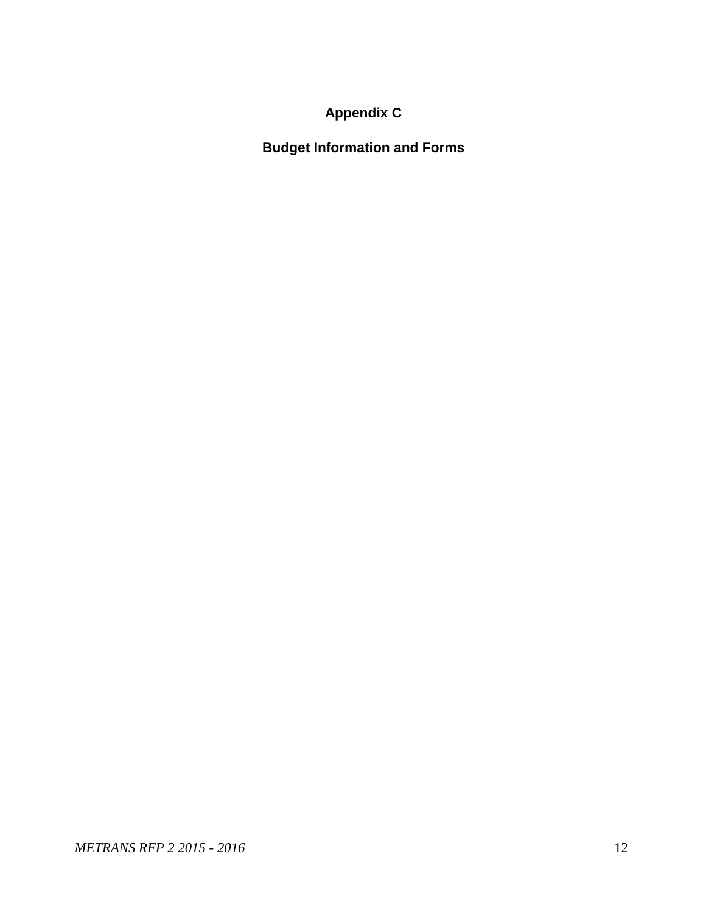# Appendix C

## Budget Information and Forms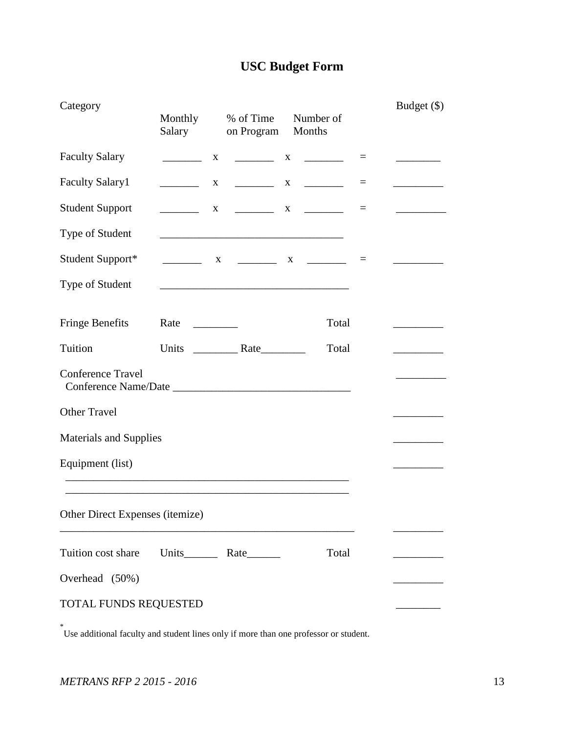# USC Budget Form

| Category | Monthly Salary | | % of Time on Program | | Number of Months | | Budget ($) |
|---|---|---|---|---|---|---|---|
| Faculty Salary | _______ | x | _______ | x | _______ | = | ________ |
| Faculty Salary1 | _______ | x | _______ | x | _______ | = | _________ |
| Student Support | _______ | x | _______ | x | _______ | = | _________ |
| Type of Student | _________________________________ | | | | | | |
| Student Support* | _______ | x | _______ | x | _______ | = | _________ |
| Type of Student | __________________________________ | | | | | | |
| Fringe Benefits | Rate ________ | | | | Total | | _________ |
| Tuition | Units ________ Rate________ | | | | Total | | _________ |
| Conference Travel<br>Conference Name/Date _______________________________ | | | | | | | _________ |
| Other Travel | | | | | | | _________ |
| Materials and Supplies | | | | | | | _________ |
| Equipment (list)<br>___________________________________________________<br>___________________________________________________ | | | | | | | _________ |
| Other Direct Expenses (itemize)<br>____________________________________________________ | | | | | | | _________ |
| Tuition cost share | Units______ Rate______ | | | | Total | | _________ |
| Overhead (50%) | | | | | | | _________ |
| TOTAL FUNDS REQUESTED | | | | | | | ________ |

* Use additional faculty and student lines only if more than one professor or student.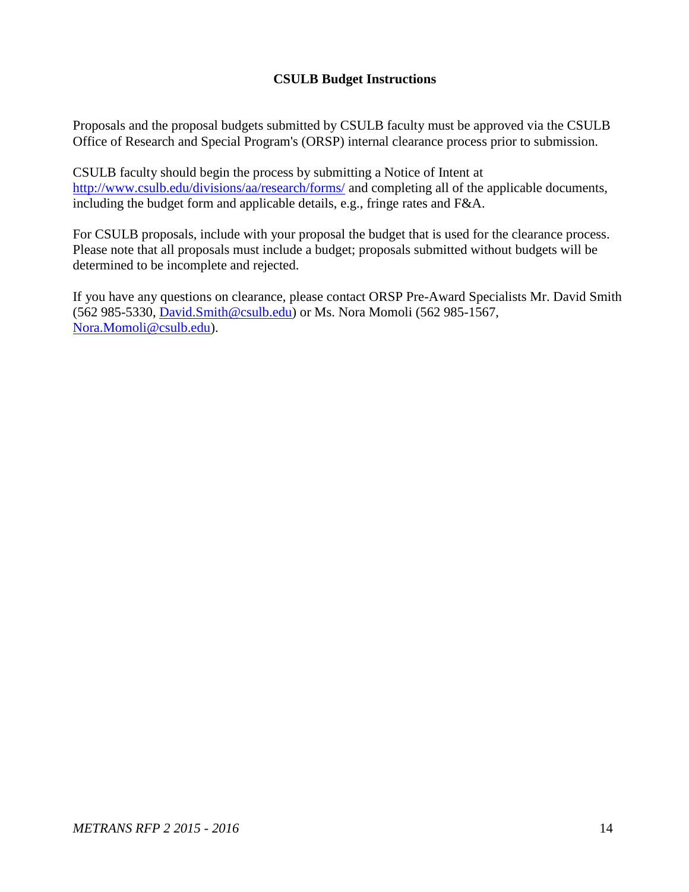## CSULB Budget Instructions

Proposals and the proposal budgets submitted by CSULB faculty must be approved via the CSULB Office of Research and Special Program's (ORSP) internal clearance process prior to submission.

CSULB faculty should begin the process by submitting a Notice of Intent at http://www.csulb.edu/divisions/aa/research/forms/ and completing all of the applicable documents, including the budget form and applicable details, e.g., fringe rates and F&A.

For CSULB proposals, include with your proposal the budget that is used for the clearance process. Please note that all proposals must include a budget; proposals submitted without budgets will be determined to be incomplete and rejected.

If you have any questions on clearance, please contact ORSP Pre-Award Specialists Mr. David Smith (562 985-5330, David.Smith@csulb.edu) or Ms. Nora Momoli (562 985-1567, Nora.Momoli@csulb.edu).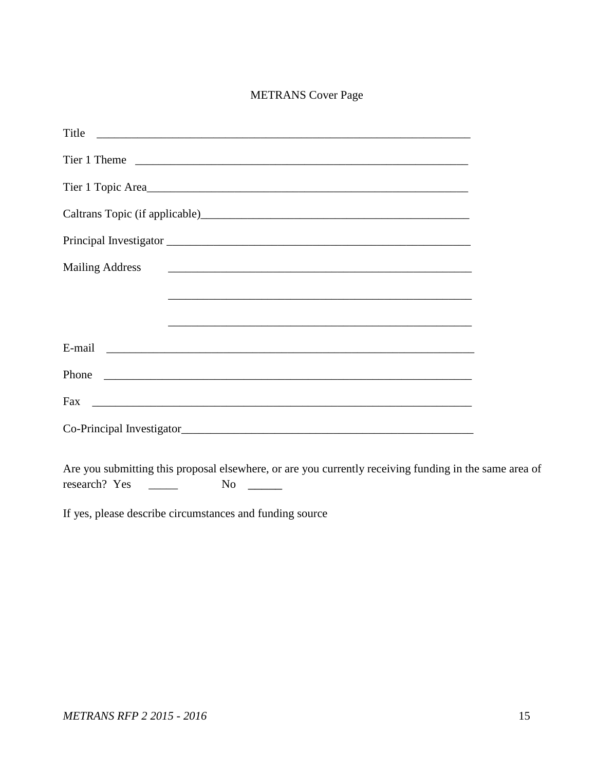# METRANS Cover Page

Title ______________________________________________________________

Tier 1 Theme ______________________________________________________

Tier 1 Topic Area___________________________________________________

Caltrans Topic (if applicable)_______________________________________________

Principal Investigator ___________________________________________________

Mailing Address ___________________________________________________

___________________________________________________

___________________________________________________

E-mail ______________________________________________________________

Phone ______________________________________________________________

Fax ________________________________________________________________

Co-Principal Investigator_______________________________________________

Are you submitting this proposal elsewhere, or are you currently receiving funding in the same area of research? Yes _____ No ______

If yes, please describe circumstances and funding source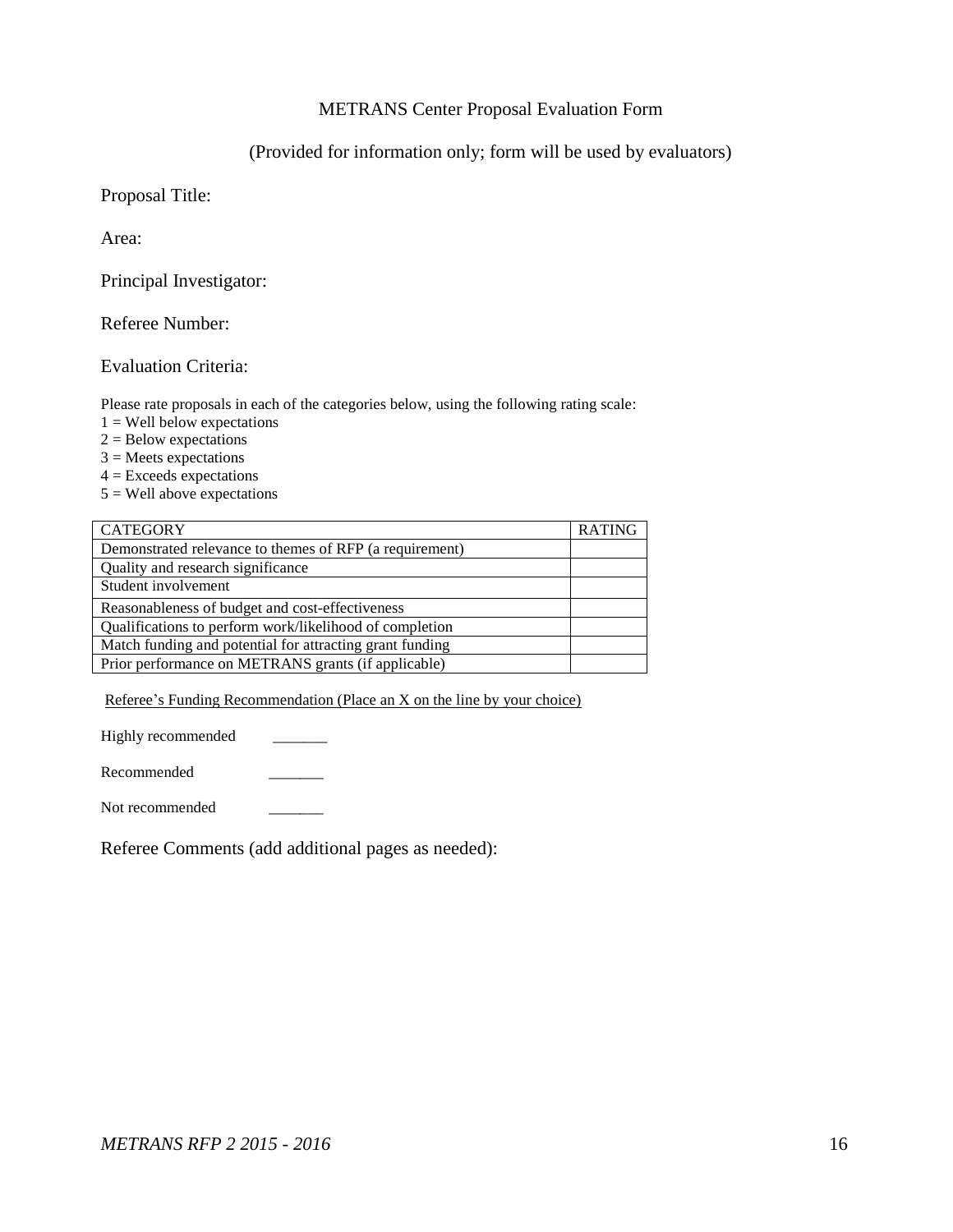# METRANS Center Proposal Evaluation Form

(Provided for information only; form will be used by evaluators)

Proposal Title:

Area:

Principal Investigator:

Referee Number:

Evaluation Criteria:

Please rate proposals in each of the categories below, using the following rating scale:
1 = Well below expectations
2 = Below expectations
3 = Meets expectations
4 = Exceeds expectations
5 = Well above expectations

| CATEGORY | RATING |
|---|---|
| Demonstrated relevance to themes of RFP (a requirement) | |
| Quality and research significance | |
| Student involvement | |
| Reasonableness of budget and cost-effectiveness | |
| Qualifications to perform work/likelihood of completion | |
| Match funding and potential for attracting grant funding | |
| Prior performance on METRANS grants (if applicable) | |

Referee's Funding Recommendation (Place an X on the line by your choice)

Highly recommended _______

Recommended _______

Not recommended _______

Referee Comments (add additional pages as needed):